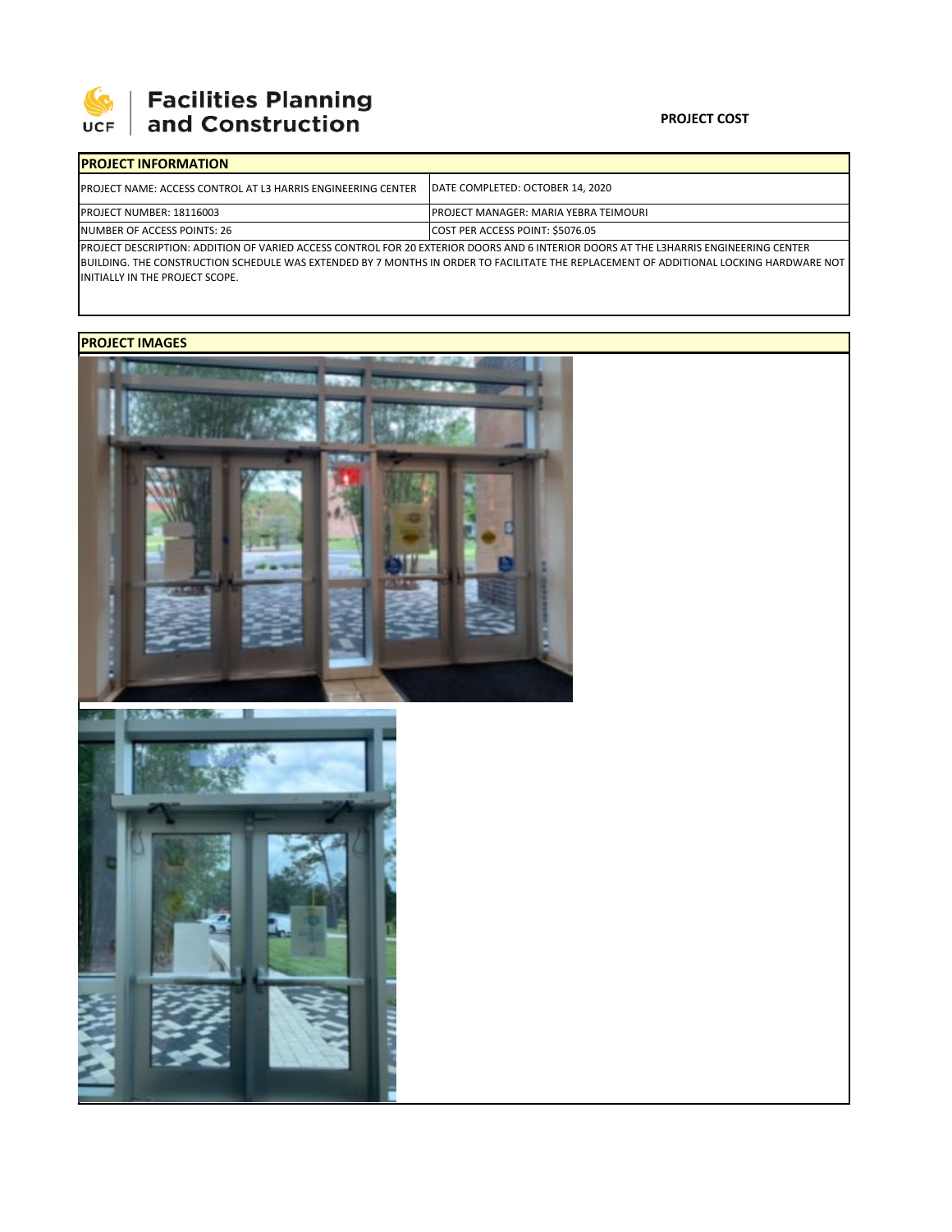Facilities Planning and Construction

UCF

**PROJECT COST**

## PROJECT INFORMATION

| PROJECT NAME: ACCESS CONTROL AT L3 HARRIS ENGINEERING CENTER | DATE COMPLETED: OCTOBER 14, 2020 |
|---|---|
| PROJECT NUMBER: 18116003 | PROJECT MANAGER: MARIA YEBRA TEIMOURI |
| NUMBER OF ACCESS POINTS: 26 | COST PER ACCESS POINT: $5076.05 |

PROJECT DESCRIPTION: ADDITION OF VARIED ACCESS CONTROL FOR 20 EXTERIOR DOORS AND 6 INTERIOR DOORS AT THE L3HARRIS ENGINEERING CENTER BUILDING. THE CONSTRUCTION SCHEDULE WAS EXTENDED BY 7 MONTHS IN ORDER TO FACILITATE THE REPLACEMENT OF ADDITIONAL LOCKING HARDWARE NOT INITIALLY IN THE PROJECT SCOPE.

## PROJECT IMAGES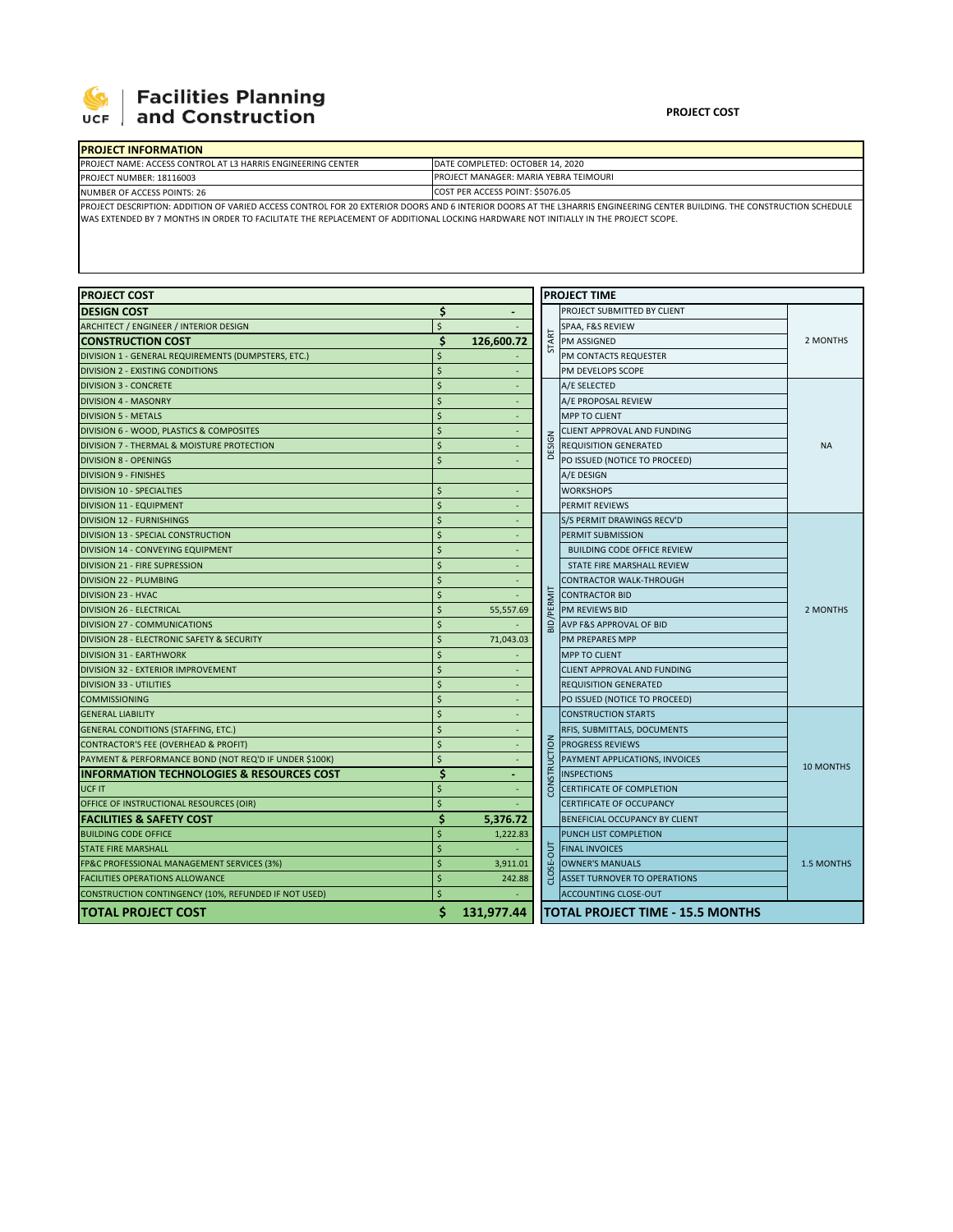**Facilities Planning and Construction**

**PROJECT COST**

| **PROJECT INFORMATION** | |
|---|---|
| PROJECT NAME: ACCESS CONTROL AT L3 HARRIS ENGINEERING CENTER | DATE COMPLETED: OCTOBER 14, 2020 |
| PROJECT NUMBER: 18116003 | PROJECT MANAGER: MARIA YEBRA TEIMOURI |
| NUMBER OF ACCESS POINTS: 26 | COST PER ACCESS POINT: $5076.05 |

PROJECT DESCRIPTION: ADDITION OF VARIED ACCESS CONTROL FOR 20 EXTERIOR DOORS AND 6 INTERIOR DOORS AT THE L3HARRIS ENGINEERING CENTER BUILDING. THE CONSTRUCTION SCHEDULE WAS EXTENDED BY 7 MONTHS IN ORDER TO FACILITATE THE REPLACEMENT OF ADDITIONAL LOCKING HARDWARE NOT INITIALLY IN THE PROJECT SCOPE.

| **PROJECT COST** | | |
|---|---|---|
| **DESIGN COST** | $ | - |
| ARCHITECT / ENGINEER / INTERIOR DESIGN | $ | - |
| **CONSTRUCTION COST** | $ | 126,600.72 |
| DIVISION 1 - GENERAL REQUIREMENTS (DUMPSTERS, ETC.) | $ | - |
| DIVISION 2 - EXISTING CONDITIONS | $ | - |
| DIVISION 3 - CONCRETE | $ | - |
| DIVISION 4 - MASONRY | $ | - |
| DIVISION 5 - METALS | $ | - |
| DIVISION 6 - WOOD, PLASTICS & COMPOSITES | $ | - |
| DIVISION 7 - THERMAL & MOISTURE PROTECTION | $ | - |
| DIVISION 8 - OPENINGS | $ | - |
| DIVISION 9 - FINISHES | | |
| DIVISION 10 - SPECIALTIES | $ | - |
| DIVISION 11 - EQUIPMENT | $ | - |
| DIVISION 12 - FURNISHINGS | $ | - |
| DIVISION 13 - SPECIAL CONSTRUCTION | $ | - |
| DIVISION 14 - CONVEYING EQUIPMENT | $ | - |
| DIVISION 21 - FIRE SUPRESSION | $ | - |
| DIVISION 22 - PLUMBING | $ | - |
| DIVISION 23 - HVAC | $ | - |
| DIVISION 26 - ELECTRICAL | $ | 55,557.69 |
| DIVISION 27 - COMMUNICATIONS | $ | - |
| DIVISION 28 - ELECTRONIC SAFETY & SECURITY | $ | 71,043.03 |
| DIVISION 31 - EARTHWORK | $ | - |
| DIVISION 32 - EXTERIOR IMPROVEMENT | $ | - |
| DIVISION 33 - UTILITIES | $ | - |
| COMMISSIONING | $ | - |
| GENERAL LIABILITY | $ | - |
| GENERAL CONDITIONS (STAFFING, ETC.) | $ | - |
| CONTRACTOR'S FEE (OVERHEAD & PROFIT) | $ | - |
| PAYMENT & PERFORMANCE BOND (NOT REQ'D IF UNDER $100K) | $ | - |
| **INFORMATION TECHNOLOGIES & RESOURCES COST** | $ | - |
| UCF IT | $ | - |
| OFFICE OF INSTRUCTIONAL RESOURCES (OIR) | $ | - |
| **FACILITIES & SAFETY COST** | $ | 5,376.72 |
| BUILDING CODE OFFICE | $ | 1,222.83 |
| STATE FIRE MARSHALL | $ | - |
| FP&C PROFESSIONAL MANAGEMENT SERVICES (3%) | $ | 3,911.01 |
| FACILITIES OPERATIONS ALLOWANCE | $ | 242.88 |
| CONSTRUCTION CONTINGENCY (10%, REFUNDED IF NOT USED) | $ | - |
| **TOTAL PROJECT COST** | **$** | **131,977.44** |

| **PROJECT TIME** | | |
|---|---|---|
| START | PROJECT SUBMITTED BY CLIENT | 2 MONTHS |
| | SPAA, F&S REVIEW | |
| | PM ASSIGNED | |
| | PM CONTACTS REQUESTER | |
| | PM DEVELOPS SCOPE | |
| DESIGN | A/E SELECTED | NA |
| | A/E PROPOSAL REVIEW | |
| | MPP TO CLIENT | |
| | CLIENT APPROVAL AND FUNDING | |
| | REQUISITION GENERATED | |
| | PO ISSUED (NOTICE TO PROCEED) | |
| | A/E DESIGN | |
| | WORKSHOPS | |
| | PERMIT REVIEWS | |
| BID/PERMIT | S/S PERMIT DRAWINGS RECV'D | 2 MONTHS |
| | PERMIT SUBMISSION | |
| | BUILDING CODE OFFICE REVIEW | |
| | STATE FIRE MARSHALL REVIEW | |
| | CONTRACTOR WALK-THROUGH | |
| | CONTRACTOR BID | |
| | PM REVIEWS BID | |
| | AVP F&S APPROVAL OF BID | |
| | PM PREPARES MPP | |
| | MPP TO CLIENT | |
| | CLIENT APPROVAL AND FUNDING | |
| | REQUISITION GENERATED | |
| | PO ISSUED (NOTICE TO PROCEED) | |
| CONSTRUCTION | CONSTRUCTION STARTS | 10 MONTHS |
| | RFIS, SUBMITTALS, DOCUMENTS | |
| | PROGRESS REVIEWS | |
| | PAYMENT APPLICATIONS, INVOICES | |
| | INSPECTIONS | |
| | CERTIFICATE OF COMPLETION | |
| | CERTIFICATE OF OCCUPANCY | |
| | BENEFICIAL OCCUPANCY BY CLIENT | |
| CLOSE-OUT | PUNCH LIST COMPLETION | 1.5 MONTHS |
| | FINAL INVOICES | |
| | OWNER'S MANUALS | |
| | ASSET TURNOVER TO OPERATIONS | |
| | ACCOUNTING CLOSE-OUT | |
| **TOTAL PROJECT TIME - 15.5 MONTHS** | | |